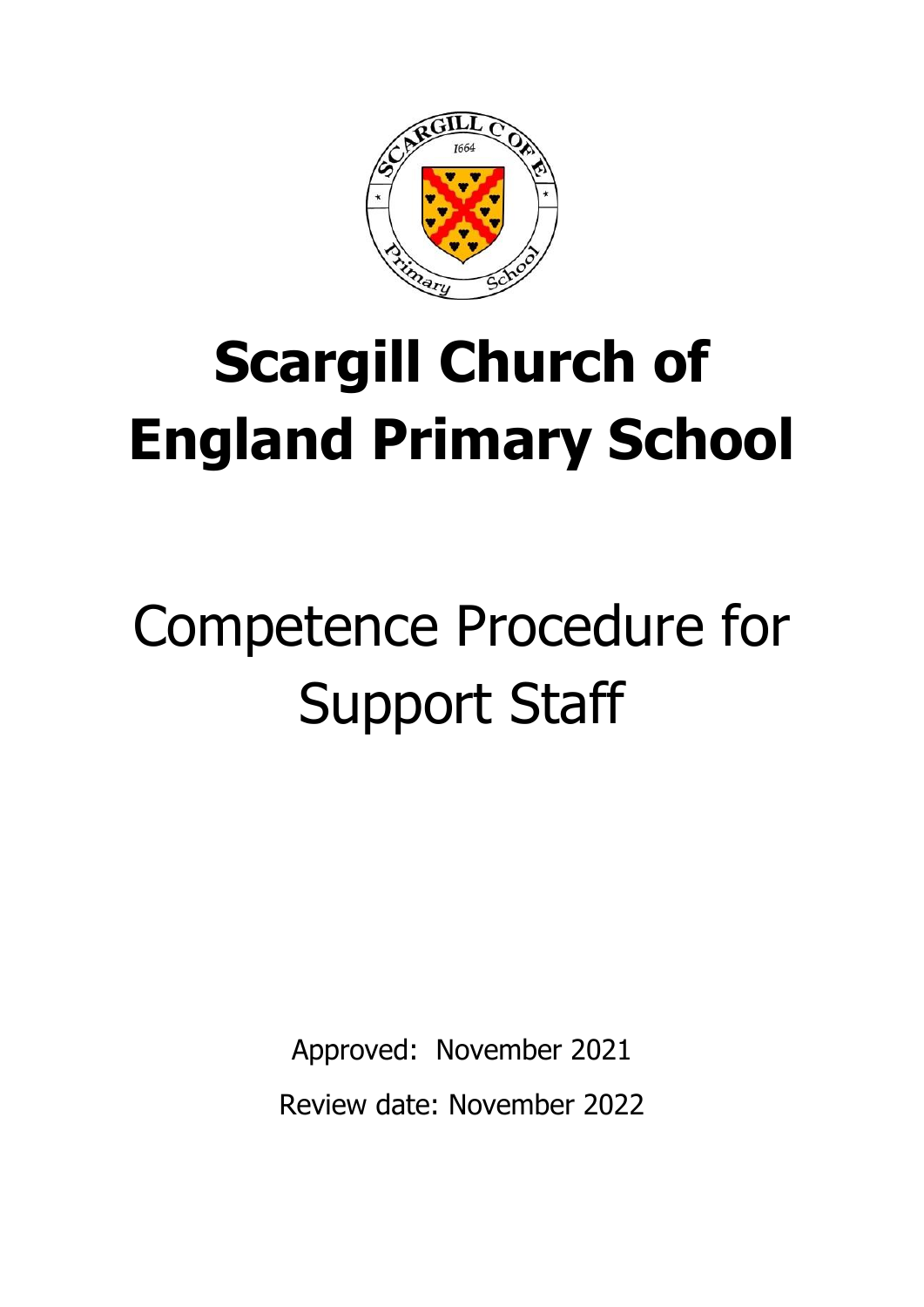# Scargill Church of England Primary School

## Competence Procedure for Support Staff

Approved: November 2021

Review date: November 2022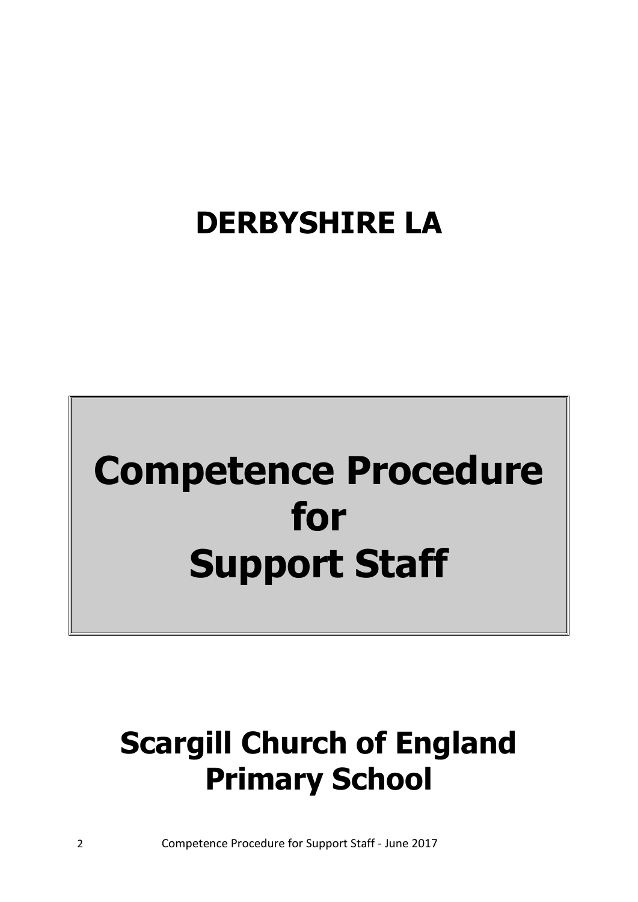# DERBYSHIRE LA

# Competence Procedure for Support Staff

# Scargill Church of England Primary School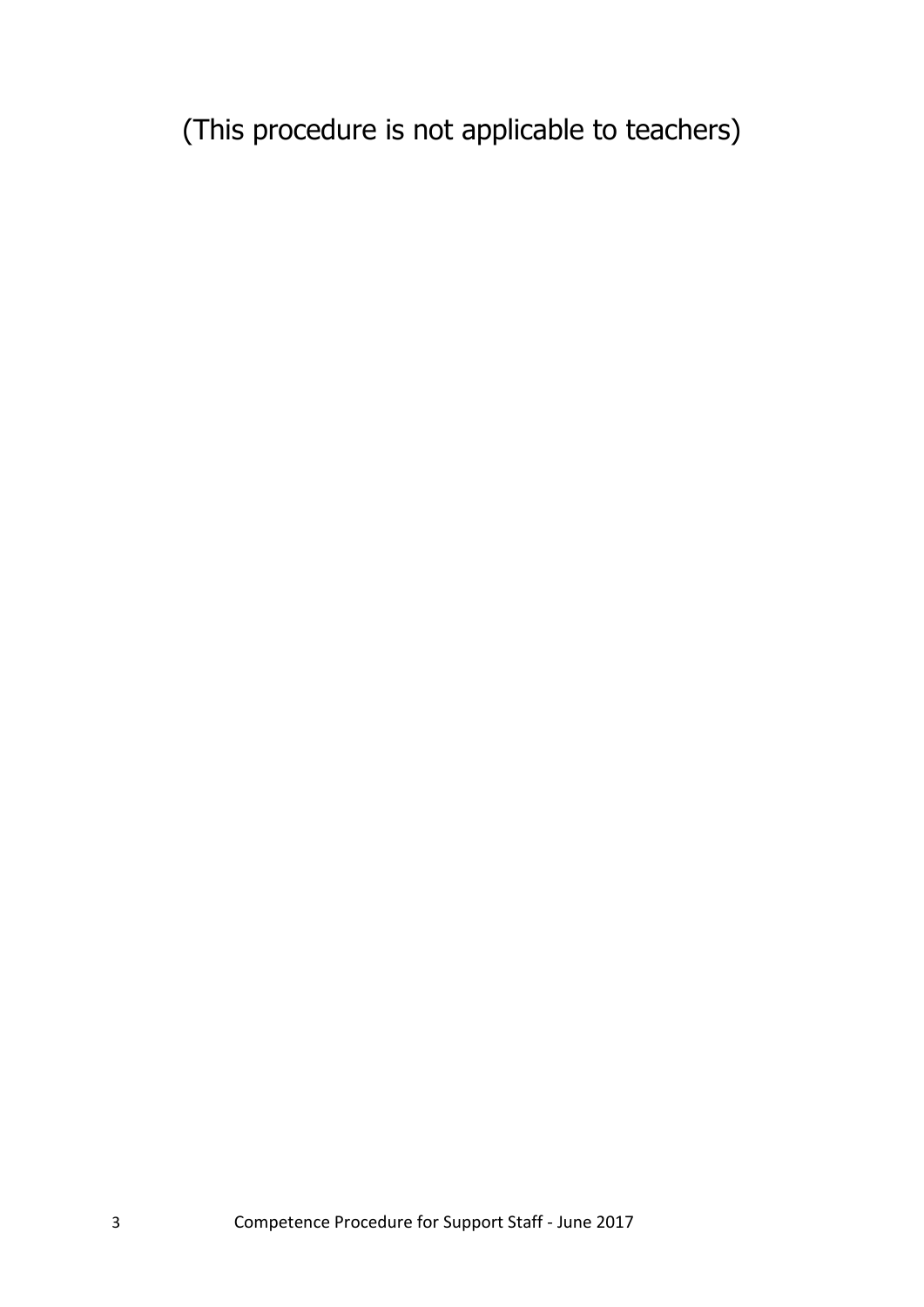(This procedure is not applicable to teachers)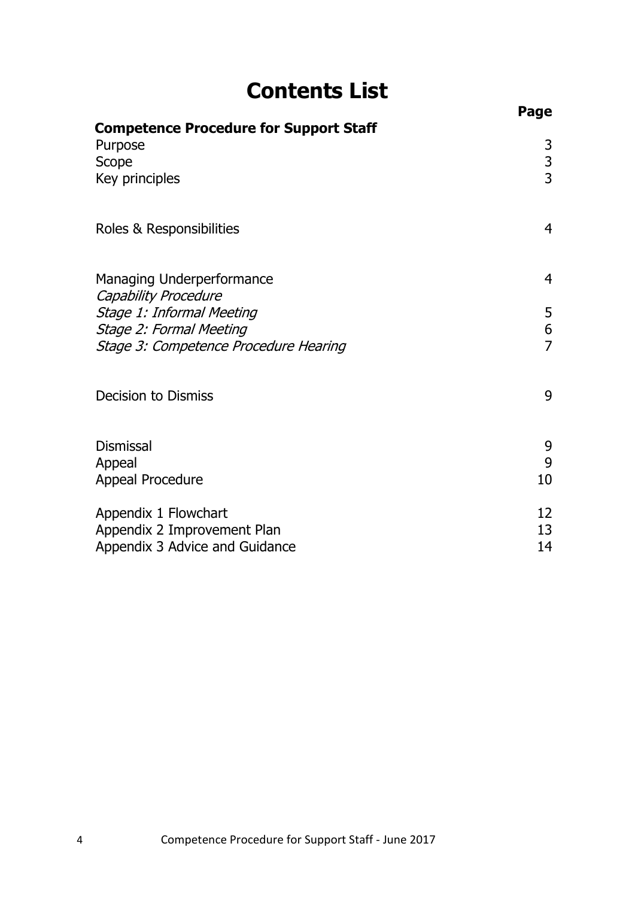# Contents List

| | Page |
|---|---|
| **Competence Procedure for Support Staff** | |
| Purpose | 3 |
| Scope | 3 |
| Key principles | 3 |
| | |
| Roles & Responsibilities | 4 |
| | |
| Managing Underperformance | 4 |
| *Capability Procedure* | |
| *Stage 1: Informal Meeting* | 5 |
| *Stage 2: Formal Meeting* | 6 |
| *Stage 3: Competence Procedure Hearing* | 7 |
| | |
| Decision to Dismiss | 9 |
| | |
| Dismissal | 9 |
| Appeal | 9 |
| Appeal Procedure | 10 |
| | |
| Appendix 1 Flowchart | 12 |
| Appendix 2 Improvement Plan | 13 |
| Appendix 3 Advice and Guidance | 14 |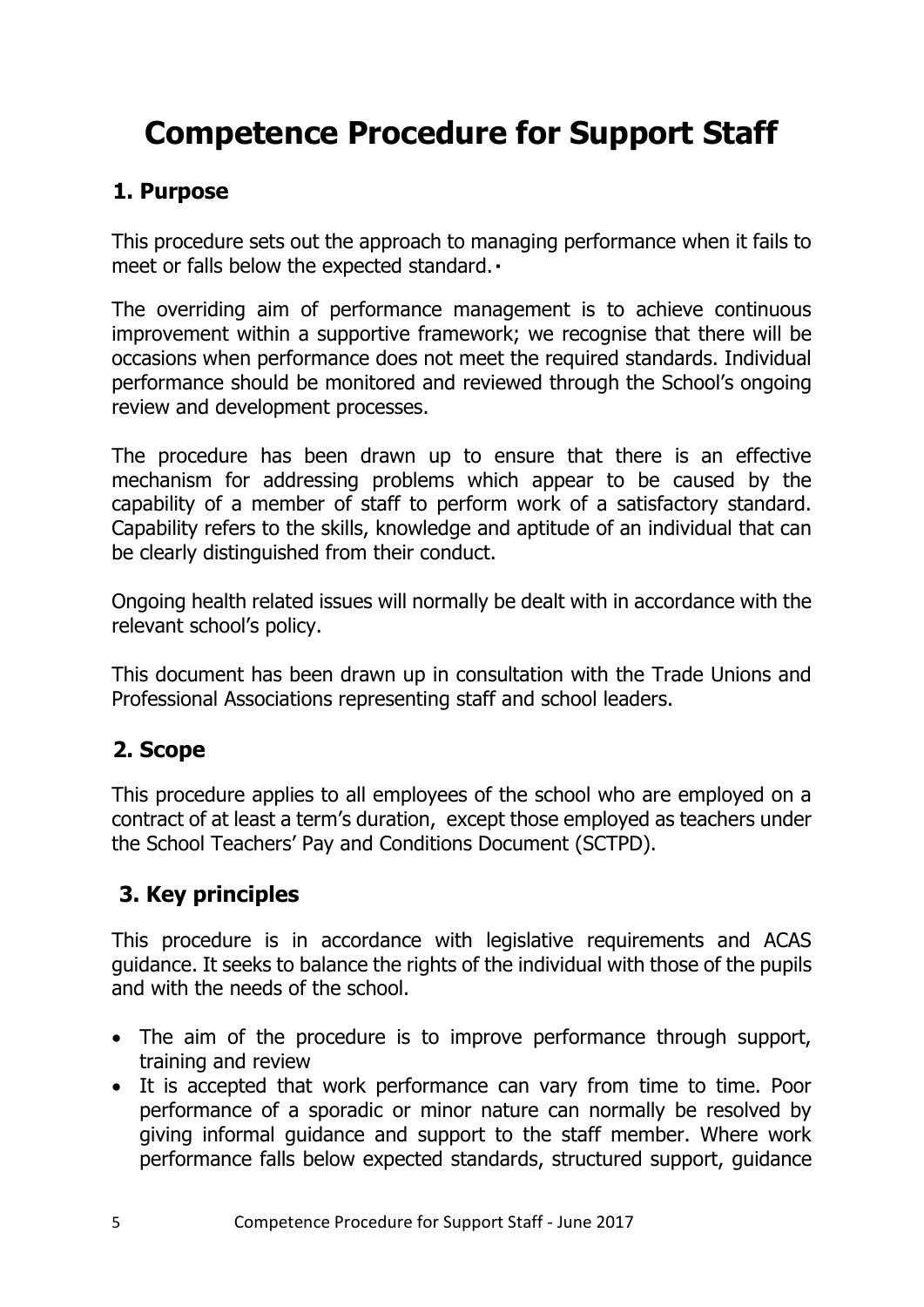# Competence Procedure for Support Staff

## 1. Purpose

This procedure sets out the approach to managing performance when it fails to meet or falls below the expected standard.

The overriding aim of performance management is to achieve continuous improvement within a supportive framework; we recognise that there will be occasions when performance does not meet the required standards. Individual performance should be monitored and reviewed through the School's ongoing review and development processes.

The procedure has been drawn up to ensure that there is an effective mechanism for addressing problems which appear to be caused by the capability of a member of staff to perform work of a satisfactory standard. Capability refers to the skills, knowledge and aptitude of an individual that can be clearly distinguished from their conduct.

Ongoing health related issues will normally be dealt with in accordance with the relevant school's policy.

This document has been drawn up in consultation with the Trade Unions and Professional Associations representing staff and school leaders.

## 2. Scope

This procedure applies to all employees of the school who are employed on a contract of at least a term's duration, except those employed as teachers under the School Teachers' Pay and Conditions Document (SCTPD).

## 3. Key principles

This procedure is in accordance with legislative requirements and ACAS guidance. It seeks to balance the rights of the individual with those of the pupils and with the needs of the school.

- The aim of the procedure is to improve performance through support, training and review
- It is accepted that work performance can vary from time to time. Poor performance of a sporadic or minor nature can normally be resolved by giving informal guidance and support to the staff member. Where work performance falls below expected standards, structured support, guidance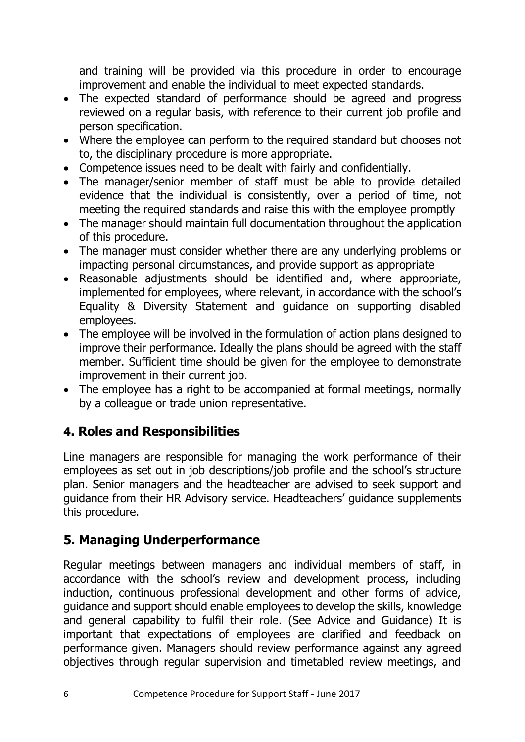and training will be provided via this procedure in order to encourage improvement and enable the individual to meet expected standards.

- The expected standard of performance should be agreed and progress reviewed on a regular basis, with reference to their current job profile and person specification.
- Where the employee can perform to the required standard but chooses not to, the disciplinary procedure is more appropriate.
- Competence issues need to be dealt with fairly and confidentially.
- The manager/senior member of staff must be able to provide detailed evidence that the individual is consistently, over a period of time, not meeting the required standards and raise this with the employee promptly
- The manager should maintain full documentation throughout the application of this procedure.
- The manager must consider whether there are any underlying problems or impacting personal circumstances, and provide support as appropriate
- Reasonable adjustments should be identified and, where appropriate, implemented for employees, where relevant, in accordance with the school's Equality & Diversity Statement and guidance on supporting disabled employees.
- The employee will be involved in the formulation of action plans designed to improve their performance. Ideally the plans should be agreed with the staff member. Sufficient time should be given for the employee to demonstrate improvement in their current job.
- The employee has a right to be accompanied at formal meetings, normally by a colleague or trade union representative.

## 4. Roles and Responsibilities

Line managers are responsible for managing the work performance of their employees as set out in job descriptions/job profile and the school's structure plan. Senior managers and the headteacher are advised to seek support and guidance from their HR Advisory service. Headteachers' guidance supplements this procedure.

## 5. Managing Underperformance

Regular meetings between managers and individual members of staff, in accordance with the school's review and development process, including induction, continuous professional development and other forms of advice, guidance and support should enable employees to develop the skills, knowledge and general capability to fulfil their role. (See Advice and Guidance) It is important that expectations of employees are clarified and feedback on performance given. Managers should review performance against any agreed objectives through regular supervision and timetabled review meetings, and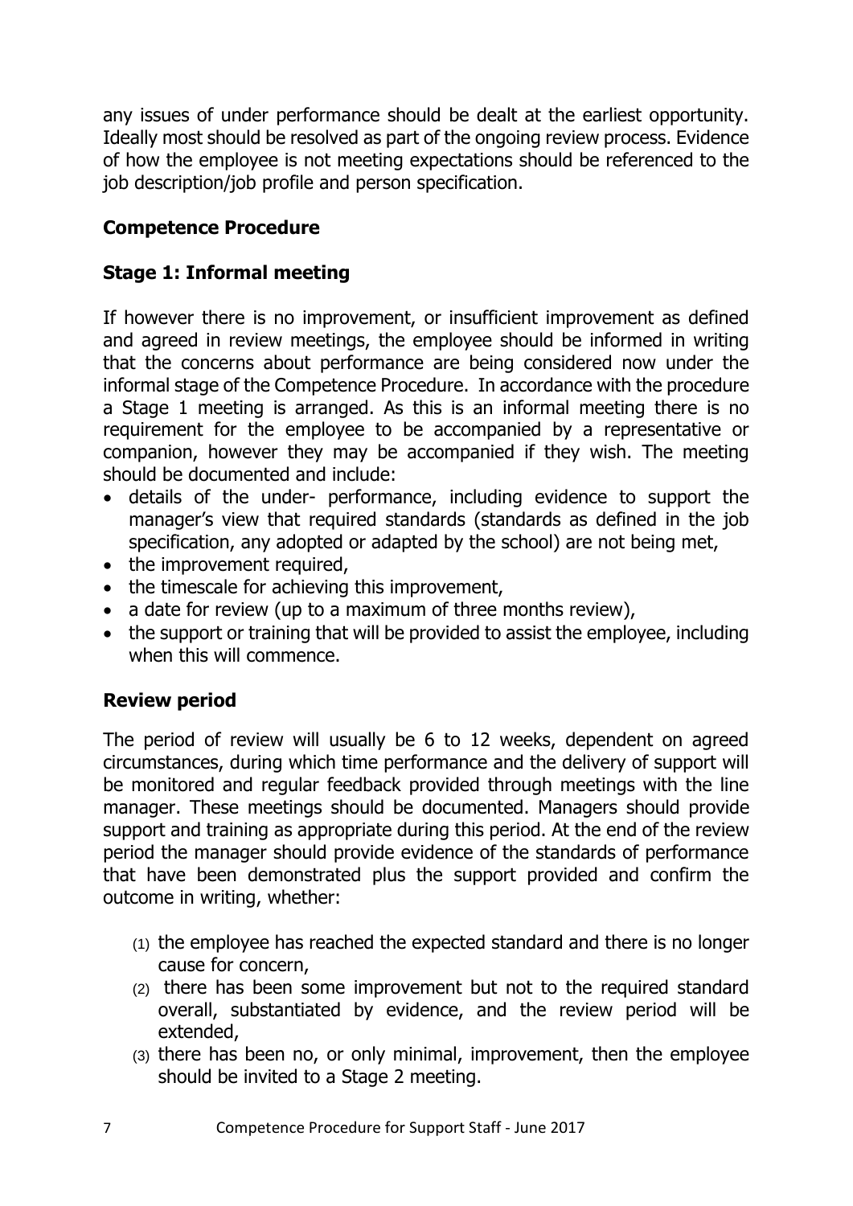any issues of under performance should be dealt at the earliest opportunity. Ideally most should be resolved as part of the ongoing review process. Evidence of how the employee is not meeting expectations should be referenced to the job description/job profile and person specification.

## Competence Procedure

### Stage 1: Informal meeting

If however there is no improvement, or insufficient improvement as defined and agreed in review meetings, the employee should be informed in writing that the concerns about performance are being considered now under the informal stage of the Competence Procedure. In accordance with the procedure a Stage 1 meeting is arranged. As this is an informal meeting there is no requirement for the employee to be accompanied by a representative or companion, however they may be accompanied if they wish. The meeting should be documented and include:

- details of the under- performance, including evidence to support the manager's view that required standards (standards as defined in the job specification, any adopted or adapted by the school) are not being met,
- the improvement required,
- the timescale for achieving this improvement,
- a date for review (up to a maximum of three months review),
- the support or training that will be provided to assist the employee, including when this will commence.

### Review period

The period of review will usually be 6 to 12 weeks, dependent on agreed circumstances, during which time performance and the delivery of support will be monitored and regular feedback provided through meetings with the line manager. These meetings should be documented. Managers should provide support and training as appropriate during this period. At the end of the review period the manager should provide evidence of the standards of performance that have been demonstrated plus the support provided and confirm the outcome in writing, whether:

(1) the employee has reached the expected standard and there is no longer cause for concern,
(2) there has been some improvement but not to the required standard overall, substantiated by evidence, and the review period will be extended,
(3) there has been no, or only minimal, improvement, then the employee should be invited to a Stage 2 meeting.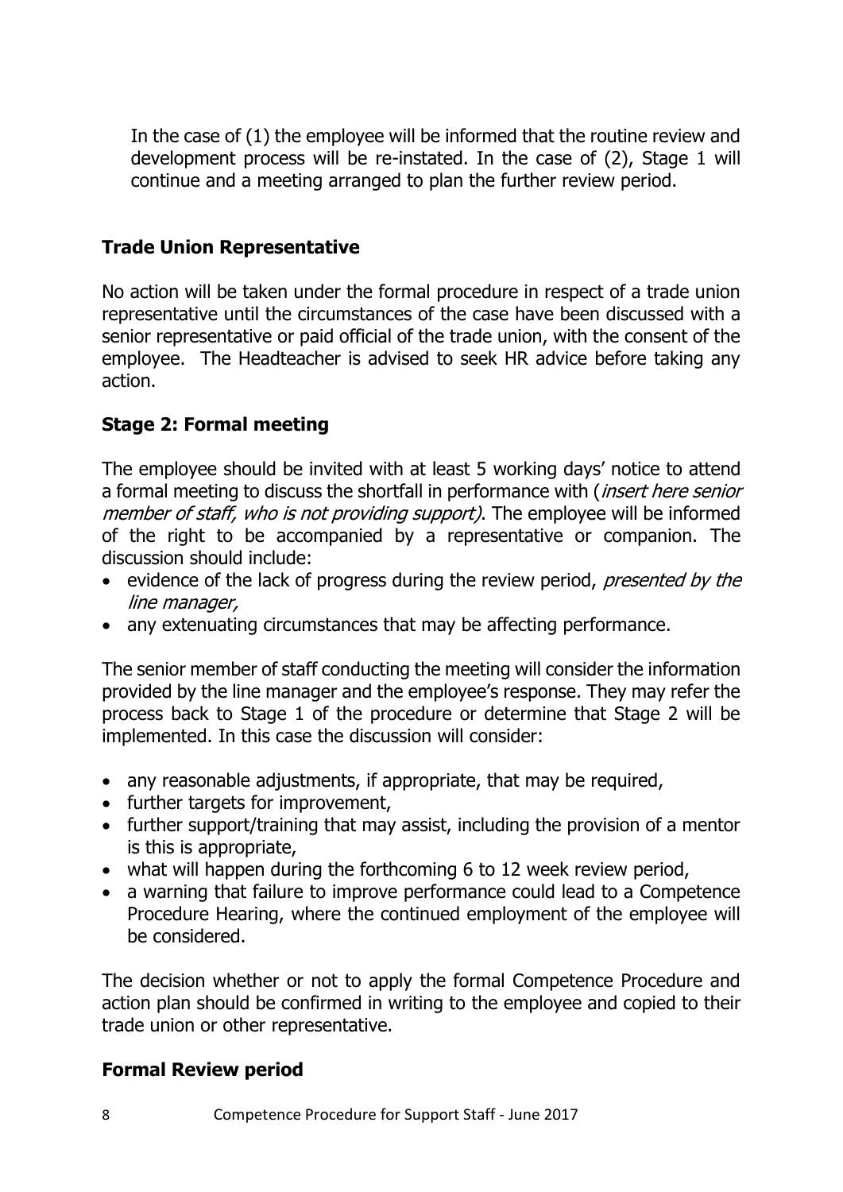In the case of (1) the employee will be informed that the routine review and development process will be re-instated. In the case of (2), Stage 1 will continue and a meeting arranged to plan the further review period.

## Trade Union Representative

No action will be taken under the formal procedure in respect of a trade union representative until the circumstances of the case have been discussed with a senior representative or paid official of the trade union, with the consent of the employee. The Headteacher is advised to seek HR advice before taking any action.

## Stage 2: Formal meeting

The employee should be invited with at least 5 working days' notice to attend a formal meeting to discuss the shortfall in performance with (*insert here senior member of staff, who is not providing support)*. The employee will be informed of the right to be accompanied by a representative or companion. The discussion should include:

- evidence of the lack of progress during the review period, *presented by the line manager,*
- any extenuating circumstances that may be affecting performance.

The senior member of staff conducting the meeting will consider the information provided by the line manager and the employee's response. They may refer the process back to Stage 1 of the procedure or determine that Stage 2 will be implemented. In this case the discussion will consider:

- any reasonable adjustments, if appropriate, that may be required,
- further targets for improvement,
- further support/training that may assist, including the provision of a mentor is this is appropriate,
- what will happen during the forthcoming 6 to 12 week review period,
- a warning that failure to improve performance could lead to a Competence Procedure Hearing, where the continued employment of the employee will be considered.

The decision whether or not to apply the formal Competence Procedure and action plan should be confirmed in writing to the employee and copied to their trade union or other representative.

## Formal Review period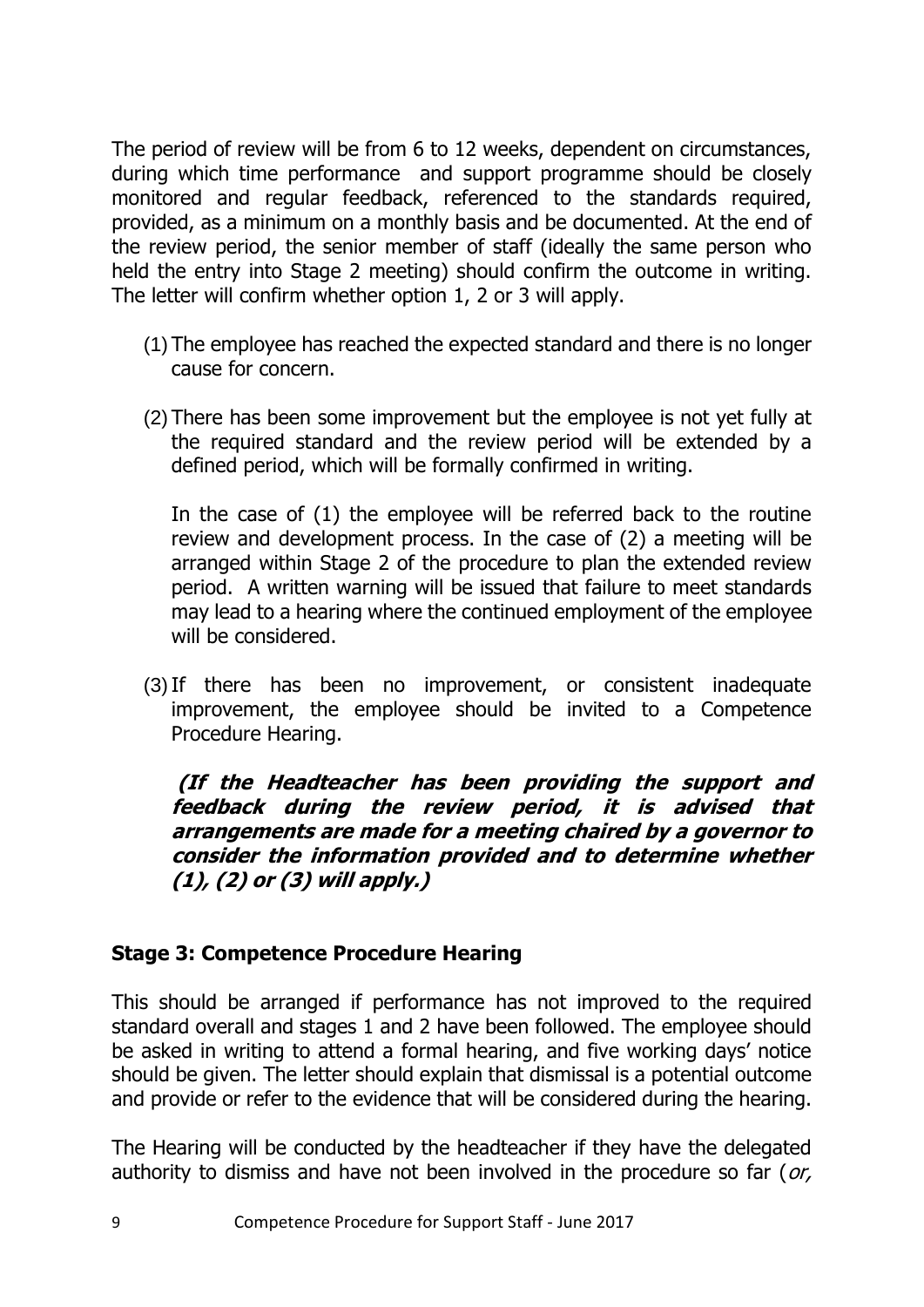The period of review will be from 6 to 12 weeks, dependent on circumstances, during which time performance and support programme should be closely monitored and regular feedback, referenced to the standards required, provided, as a minimum on a monthly basis and be documented. At the end of the review period, the senior member of staff (ideally the same person who held the entry into Stage 2 meeting) should confirm the outcome in writing. The letter will confirm whether option 1, 2 or 3 will apply.

(1) The employee has reached the expected standard and there is no longer cause for concern.

(2) There has been some improvement but the employee is not yet fully at the required standard and the review period will be extended by a defined period, which will be formally confirmed in writing.

In the case of (1) the employee will be referred back to the routine review and development process. In the case of (2) a meeting will be arranged within Stage 2 of the procedure to plan the extended review period. A written warning will be issued that failure to meet standards may lead to a hearing where the continued employment of the employee will be considered.

(3) If there has been no improvement, or consistent inadequate improvement, the employee should be invited to a Competence Procedure Hearing.

***(If the Headteacher has been providing the support and feedback during the review period, it is advised that arrangements are made for a meeting chaired by a governor to consider the information provided and to determine whether (1), (2) or (3) will apply.)***

### Stage 3: Competence Procedure Hearing

This should be arranged if performance has not improved to the required standard overall and stages 1 and 2 have been followed. The employee should be asked in writing to attend a formal hearing, and five working days' notice should be given. The letter should explain that dismissal is a potential outcome and provide or refer to the evidence that will be considered during the hearing.

The Hearing will be conducted by the headteacher if they have the delegated authority to dismiss and have not been involved in the procedure so far (*or,*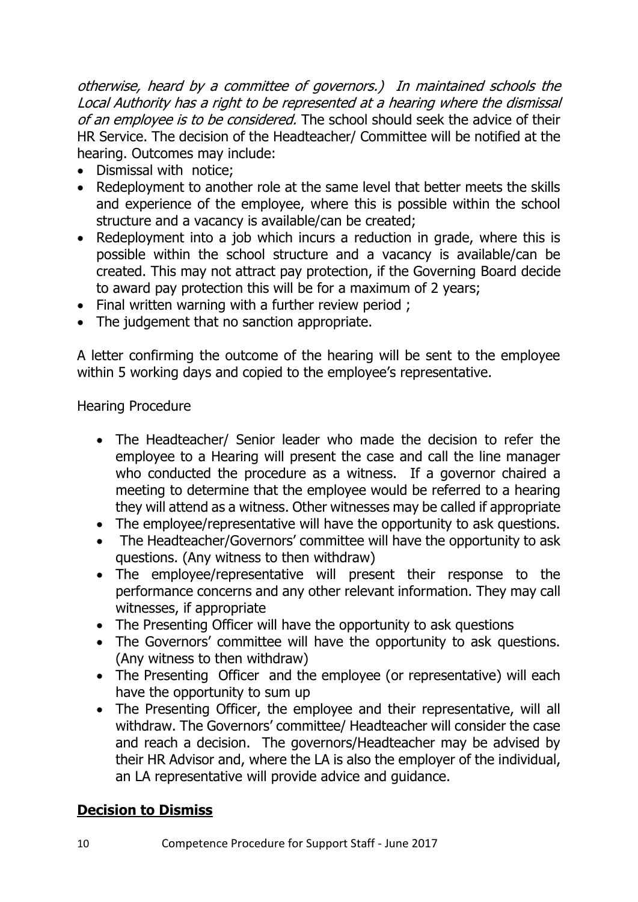*otherwise, heard by a committee of governors.) In maintained schools the Local Authority has a right to be represented at a hearing where the dismissal of an employee is to be considered.* The school should seek the advice of their HR Service. The decision of the Headteacher/ Committee will be notified at the hearing. Outcomes may include:

- Dismissal with notice;
- Redeployment to another role at the same level that better meets the skills and experience of the employee, where this is possible within the school structure and a vacancy is available/can be created;
- Redeployment into a job which incurs a reduction in grade, where this is possible within the school structure and a vacancy is available/can be created. This may not attract pay protection, if the Governing Board decide to award pay protection this will be for a maximum of 2 years;
- Final written warning with a further review period ;
- The judgement that no sanction appropriate.

A letter confirming the outcome of the hearing will be sent to the employee within 5 working days and copied to the employee's representative.

Hearing Procedure

- The Headteacher/ Senior leader who made the decision to refer the employee to a Hearing will present the case and call the line manager who conducted the procedure as a witness. If a governor chaired a meeting to determine that the employee would be referred to a hearing they will attend as a witness. Other witnesses may be called if appropriate
- The employee/representative will have the opportunity to ask questions.
- The Headteacher/Governors' committee will have the opportunity to ask questions. (Any witness to then withdraw)
- The employee/representative will present their response to the performance concerns and any other relevant information. They may call witnesses, if appropriate
- The Presenting Officer will have the opportunity to ask questions
- The Governors' committee will have the opportunity to ask questions. (Any witness to then withdraw)
- The Presenting Officer and the employee (or representative) will each have the opportunity to sum up
- The Presenting Officer, the employee and their representative, will all withdraw. The Governors' committee/ Headteacher will consider the case and reach a decision. The governors/Headteacher may be advised by their HR Advisor and, where the LA is also the employer of the individual, an LA representative will provide advice and guidance.

## **Decision to Dismiss**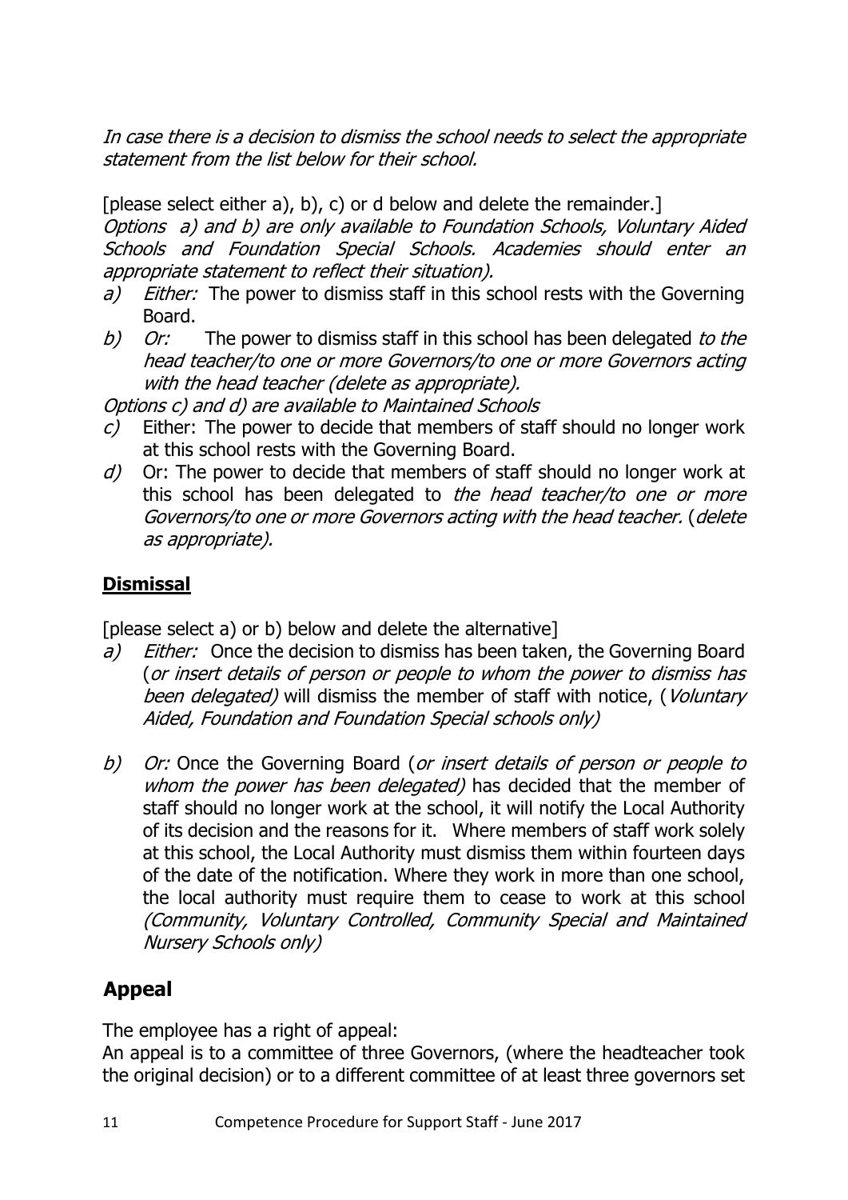*In case there is a decision to dismiss the school needs to select the appropriate statement from the list below for their school.*

[please select either a), b), c) or d below and delete the remainder.]
*Options a) and b) are only available to Foundation Schools, Voluntary Aided Schools and Foundation Special Schools. Academies should enter an appropriate statement to reflect their situation).*

a) *Either:* The power to dismiss staff in this school rests with the Governing Board.
b) *Or:* The power to dismiss staff in this school has been delegated *to the head teacher/to one or more Governors/to one or more Governors acting with the head teacher (delete as appropriate).*

*Options c) and d) are available to Maintained Schools*

c) Either: The power to decide that members of staff should no longer work at this school rests with the Governing Board.
d) Or: The power to decide that members of staff should no longer work at this school has been delegated to *the head teacher/to one or more Governors/to one or more Governors acting with the head teacher.* (*delete as appropriate).*

## **Dismissal**

[please select a) or b) below and delete the alternative]

a) *Either:* Once the decision to dismiss has been taken, the Governing Board (*or insert details of person or people to whom the power to dismiss has been delegated)* will dismiss the member of staff with notice, (*Voluntary Aided, Foundation and Foundation Special schools only)*

b) *Or:* Once the Governing Board (*or insert details of person or people to whom the power has been delegated)* has decided that the member of staff should no longer work at the school, it will notify the Local Authority of its decision and the reasons for it. Where members of staff work solely at this school, the Local Authority must dismiss them within fourteen days of the date of the notification. Where they work in more than one school, the local authority must require them to cease to work at this school *(Community, Voluntary Controlled, Community Special and Maintained Nursery Schools only)*

## Appeal

The employee has a right of appeal:
An appeal is to a committee of three Governors, (where the headteacher took the original decision) or to a different committee of at least three governors set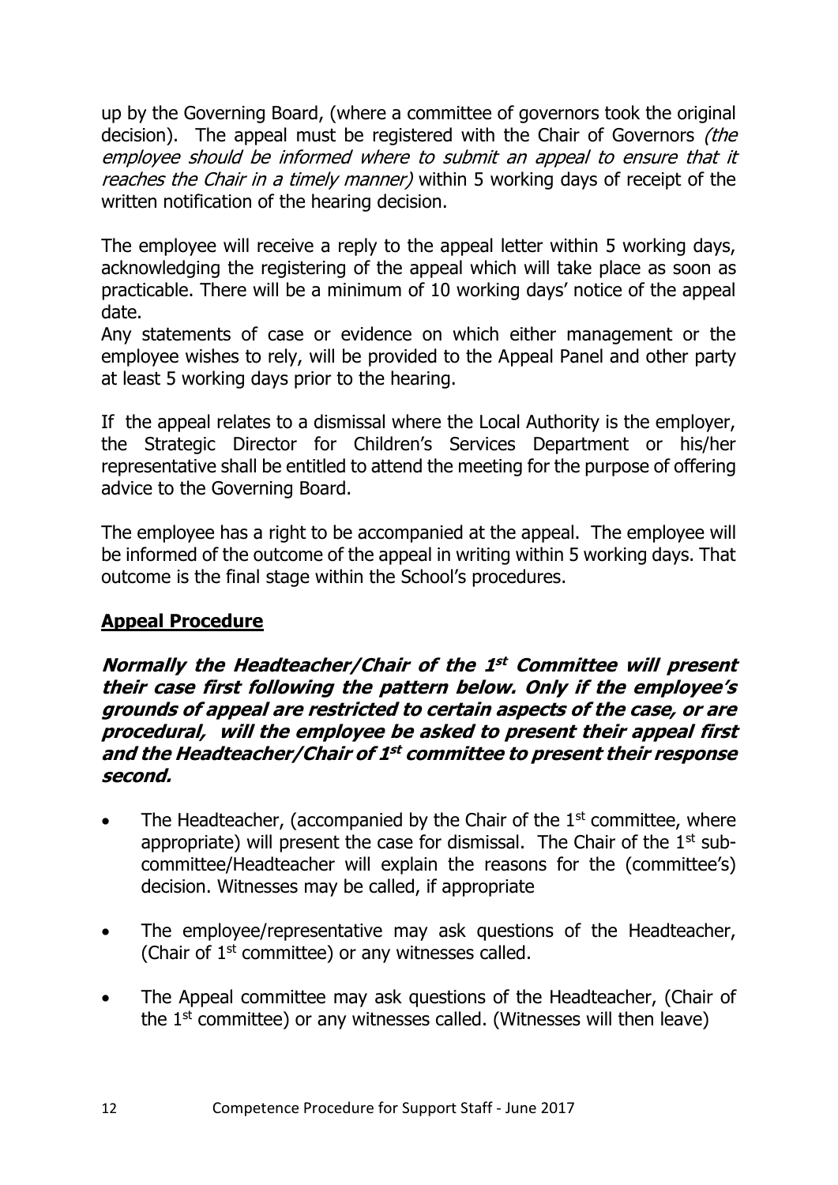up by the Governing Board, (where a committee of governors took the original decision). The appeal must be registered with the Chair of Governors *(the employee should be informed where to submit an appeal to ensure that it reaches the Chair in a timely manner)* within 5 working days of receipt of the written notification of the hearing decision.

The employee will receive a reply to the appeal letter within 5 working days, acknowledging the registering of the appeal which will take place as soon as practicable. There will be a minimum of 10 working days' notice of the appeal date.
Any statements of case or evidence on which either management or the employee wishes to rely, will be provided to the Appeal Panel and other party at least 5 working days prior to the hearing.

If the appeal relates to a dismissal where the Local Authority is the employer, the Strategic Director for Children's Services Department or his/her representative shall be entitled to attend the meeting for the purpose of offering advice to the Governing Board.

The employee has a right to be accompanied at the appeal. The employee will be informed of the outcome of the appeal in writing within 5 working days. That outcome is the final stage within the School's procedures.

## Appeal Procedure

***Normally the Headteacher/Chair of the 1st Committee will present their case first following the pattern below. Only if the employee's grounds of appeal are restricted to certain aspects of the case, or are procedural, will the employee be asked to present their appeal first and the Headteacher/Chair of 1st committee to present their response second.***

- The Headteacher, (accompanied by the Chair of the 1st committee, where appropriate) will present the case for dismissal. The Chair of the 1st sub-committee/Headteacher will explain the reasons for the (committee's) decision. Witnesses may be called, if appropriate
- The employee/representative may ask questions of the Headteacher, (Chair of 1st committee) or any witnesses called.
- The Appeal committee may ask questions of the Headteacher, (Chair of the 1st committee) or any witnesses called. (Witnesses will then leave)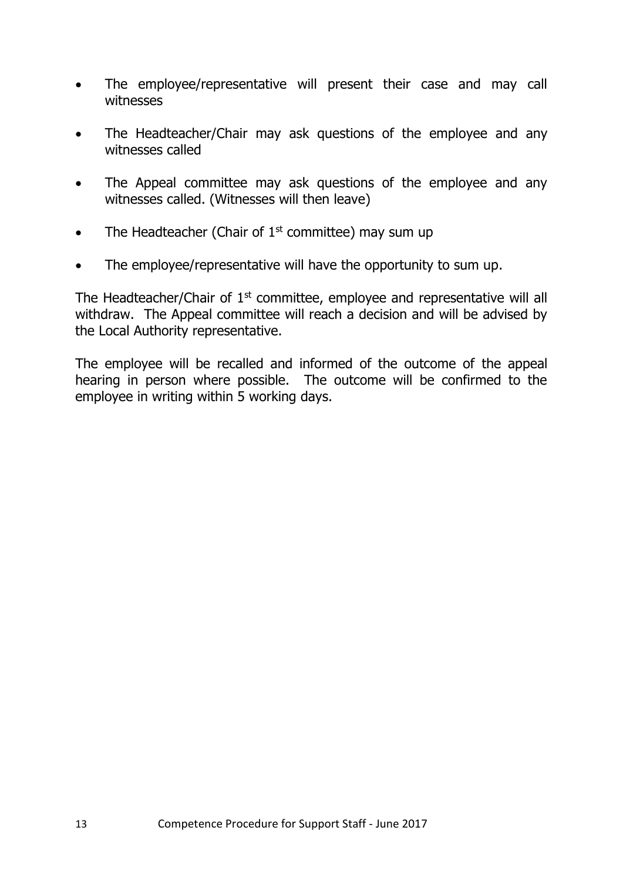- The employee/representative will present their case and may call witnesses
- The Headteacher/Chair may ask questions of the employee and any witnesses called
- The Appeal committee may ask questions of the employee and any witnesses called. (Witnesses will then leave)
- The Headteacher (Chair of 1st committee) may sum up
- The employee/representative will have the opportunity to sum up.

The Headteacher/Chair of 1st committee, employee and representative will all withdraw. The Appeal committee will reach a decision and will be advised by the Local Authority representative.

The employee will be recalled and informed of the outcome of the appeal hearing in person where possible. The outcome will be confirmed to the employee in writing within 5 working days.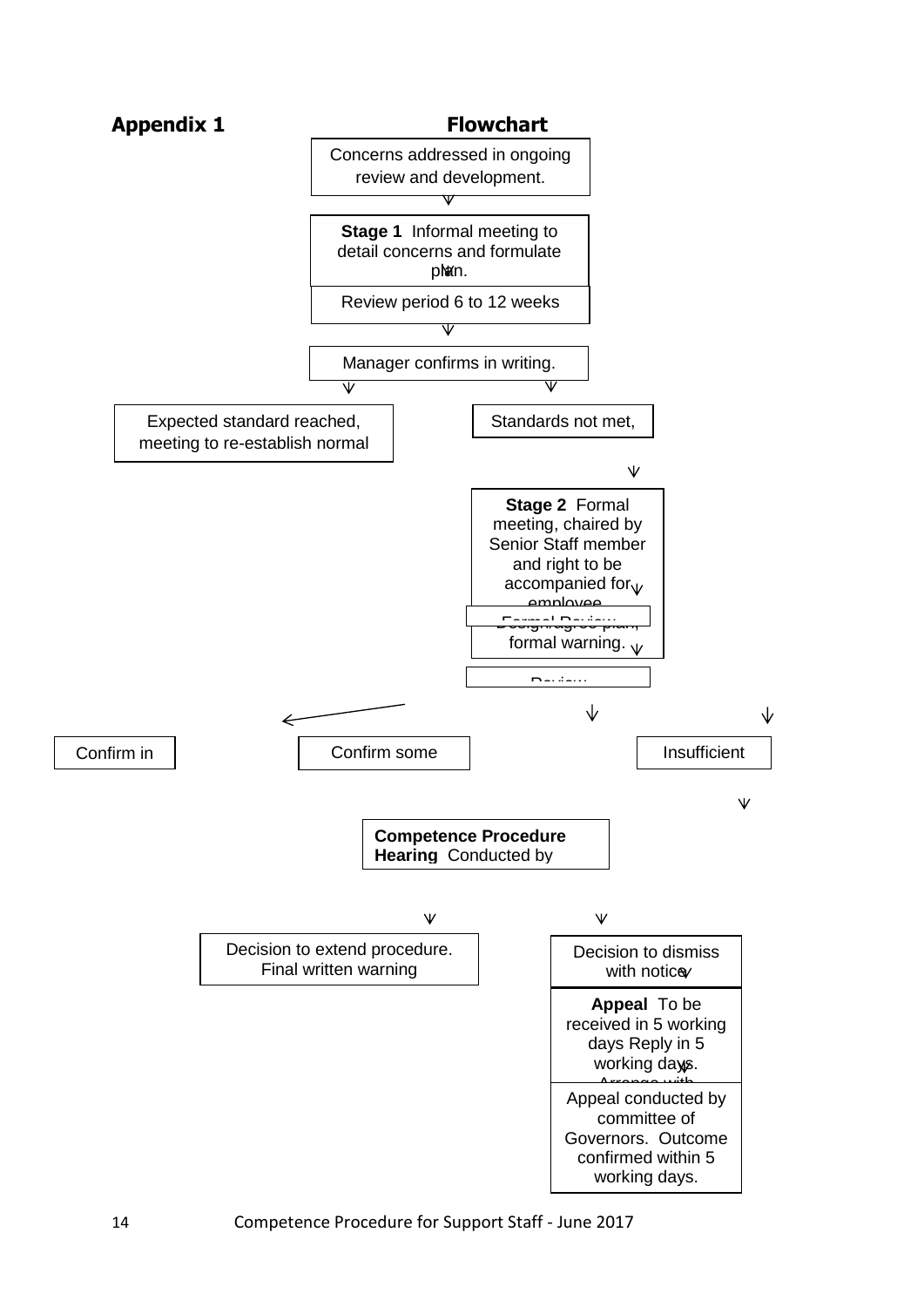**Appendix 1** **Flowchart**

Concerns addressed in ongoing review and development.

↓

**Stage 1** Informal meeting to detail concerns and formulate plan.

↓

Review period 6 to 12 weeks

↓

Manager confirms in writing.

↓ ↓

Expected standard reached, meeting to re-establish normal

Standards not met,

↓

**Stage 2** Formal meeting, chaired by Senior Staff member and right to be accompanied for employee.

↓

Design/agree plan, formal warning.

Formal Review

↓

Review

↓ ↓

Confirm in

Confirm some

Insufficient

↓

**Competence Procedure Hearing** Conducted by

↓ ↓

Decision to extend procedure. Final written warning

Decision to dismiss with notice

↓

**Appeal** To be received in 5 working days Reply in 5 working days. Arrange with

↓

Appeal conducted by committee of Governors. Outcome confirmed within 5 working days.

Competence Procedure for Support Staff - June 2017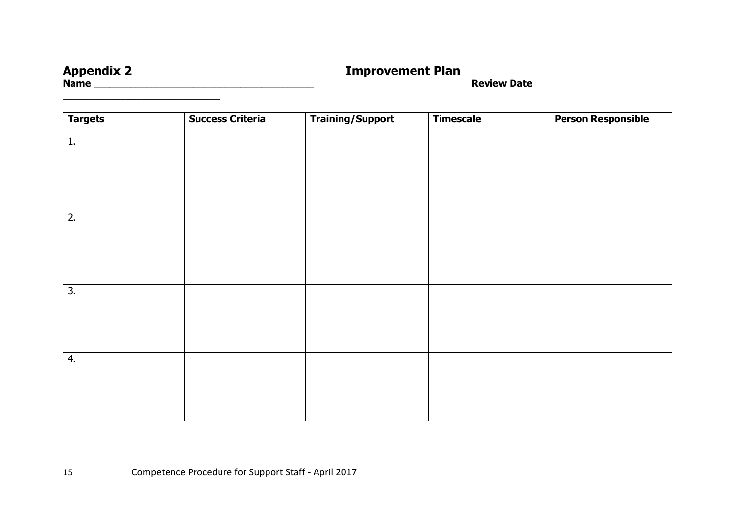## Appendix 2 Improvement Plan

**Name** ________________________________________ **Review Date** ____________________________

| Targets | Success Criteria | Training/Support | Timescale | Person Responsible |
|---|---|---|---|---|
| 1. | | | | |
| 2. | | | | |
| 3. | | | | |
| 4. | | | | |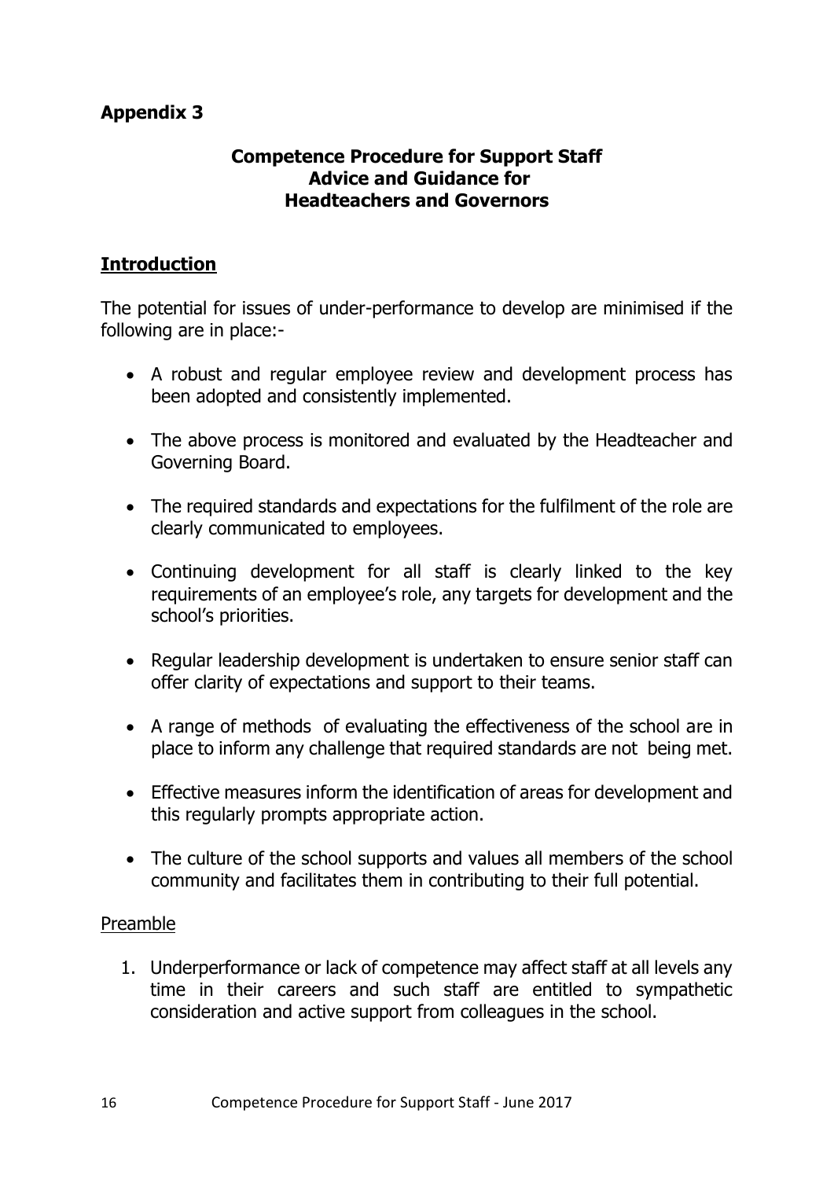**Appendix 3**

## Competence Procedure for Support Staff
## Advice and Guidance for
## Headteachers and Governors

### Introduction

The potential for issues of under-performance to develop are minimised if the following are in place:-

- A robust and regular employee review and development process has been adopted and consistently implemented.
- The above process is monitored and evaluated by the Headteacher and Governing Board.
- The required standards and expectations for the fulfilment of the role are clearly communicated to employees.
- Continuing development for all staff is clearly linked to the key requirements of an employee's role, any targets for development and the school's priorities.
- Regular leadership development is undertaken to ensure senior staff can offer clarity of expectations and support to their teams.
- A range of methods of evaluating the effectiveness of the school are in place to inform any challenge that required standards are not being met.
- Effective measures inform the identification of areas for development and this regularly prompts appropriate action.
- The culture of the school supports and values all members of the school community and facilitates them in contributing to their full potential.

Preamble

1. Underperformance or lack of competence may affect staff at all levels any time in their careers and such staff are entitled to sympathetic consideration and active support from colleagues in the school.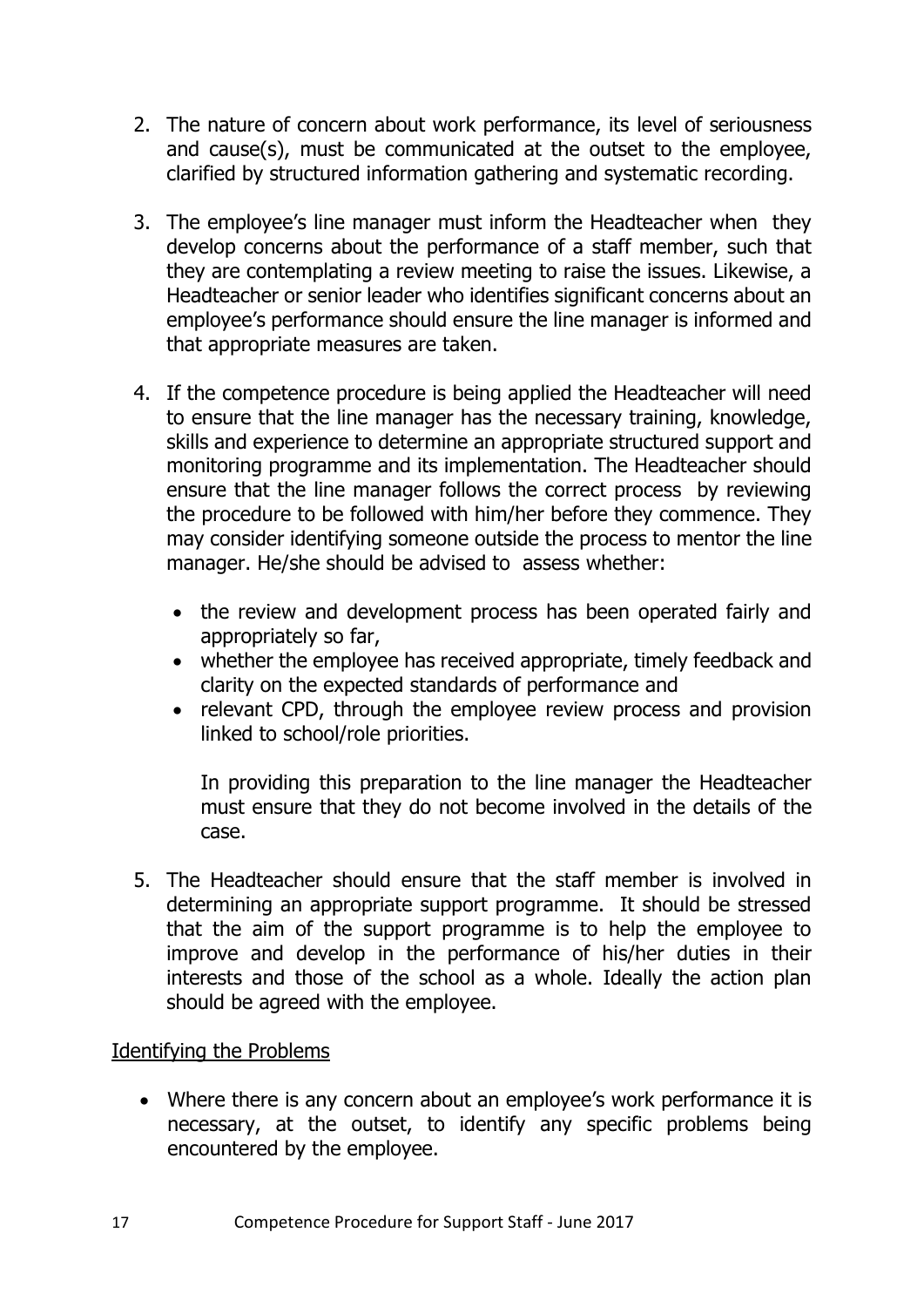2. The nature of concern about work performance, its level of seriousness and cause(s), must be communicated at the outset to the employee, clarified by structured information gathering and systematic recording.

3. The employee's line manager must inform the Headteacher when they develop concerns about the performance of a staff member, such that they are contemplating a review meeting to raise the issues. Likewise, a Headteacher or senior leader who identifies significant concerns about an employee's performance should ensure the line manager is informed and that appropriate measures are taken.

4. If the competence procedure is being applied the Headteacher will need to ensure that the line manager has the necessary training, knowledge, skills and experience to determine an appropriate structured support and monitoring programme and its implementation. The Headteacher should ensure that the line manager follows the correct process by reviewing the procedure to be followed with him/her before they commence. They may consider identifying someone outside the process to mentor the line manager. He/she should be advised to assess whether:

   - the review and development process has been operated fairly and appropriately so far,
   - whether the employee has received appropriate, timely feedback and clarity on the expected standards of performance and
   - relevant CPD, through the employee review process and provision linked to school/role priorities.

   In providing this preparation to the line manager the Headteacher must ensure that they do not become involved in the details of the case.

5. The Headteacher should ensure that the staff member is involved in determining an appropriate support programme. It should be stressed that the aim of the support programme is to help the employee to improve and develop in the performance of his/her duties in their interests and those of the school as a whole. Ideally the action plan should be agreed with the employee.

<u>Identifying the Problems</u>

- Where there is any concern about an employee's work performance it is necessary, at the outset, to identify any specific problems being encountered by the employee.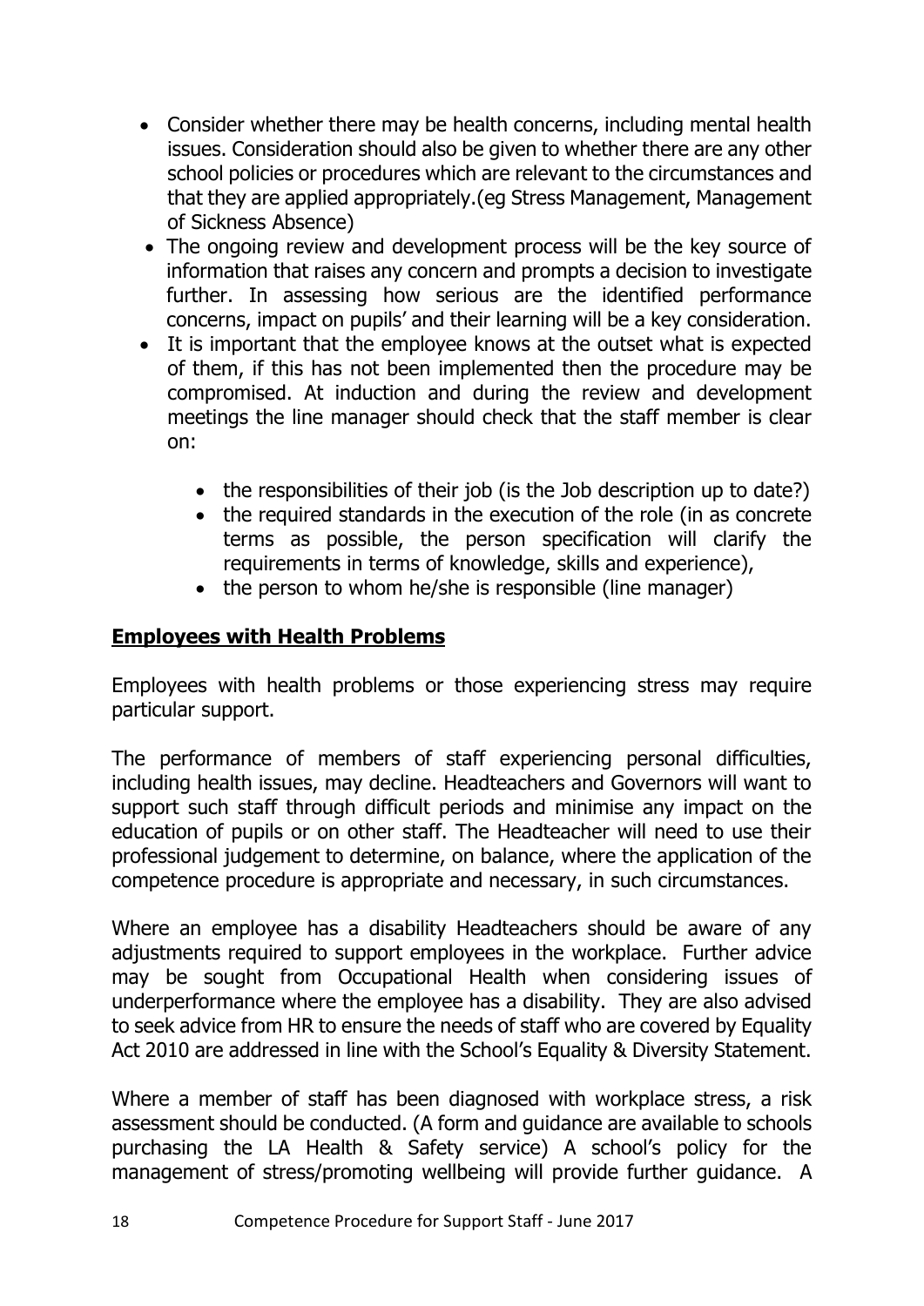- Consider whether there may be health concerns, including mental health issues. Consideration should also be given to whether there are any other school policies or procedures which are relevant to the circumstances and that they are applied appropriately.(eg Stress Management, Management of Sickness Absence)
- The ongoing review and development process will be the key source of information that raises any concern and prompts a decision to investigate further. In assessing how serious are the identified performance concerns, impact on pupils' and their learning will be a key consideration.
- It is important that the employee knows at the outset what is expected of them, if this has not been implemented then the procedure may be compromised. At induction and during the review and development meetings the line manager should check that the staff member is clear on:
    - the responsibilities of their job (is the Job description up to date?)
    - the required standards in the execution of the role (in as concrete terms as possible, the person specification will clarify the requirements in terms of knowledge, skills and experience),
    - the person to whom he/she is responsible (line manager)

## Employees with Health Problems

Employees with health problems or those experiencing stress may require particular support.

The performance of members of staff experiencing personal difficulties, including health issues, may decline. Headteachers and Governors will want to support such staff through difficult periods and minimise any impact on the education of pupils or on other staff. The Headteacher will need to use their professional judgement to determine, on balance, where the application of the competence procedure is appropriate and necessary, in such circumstances.

Where an employee has a disability Headteachers should be aware of any adjustments required to support employees in the workplace. Further advice may be sought from Occupational Health when considering issues of underperformance where the employee has a disability. They are also advised to seek advice from HR to ensure the needs of staff who are covered by Equality Act 2010 are addressed in line with the School's Equality & Diversity Statement.

Where a member of staff has been diagnosed with workplace stress, a risk assessment should be conducted. (A form and guidance are available to schools purchasing the LA Health & Safety service) A school's policy for the management of stress/promoting wellbeing will provide further guidance. A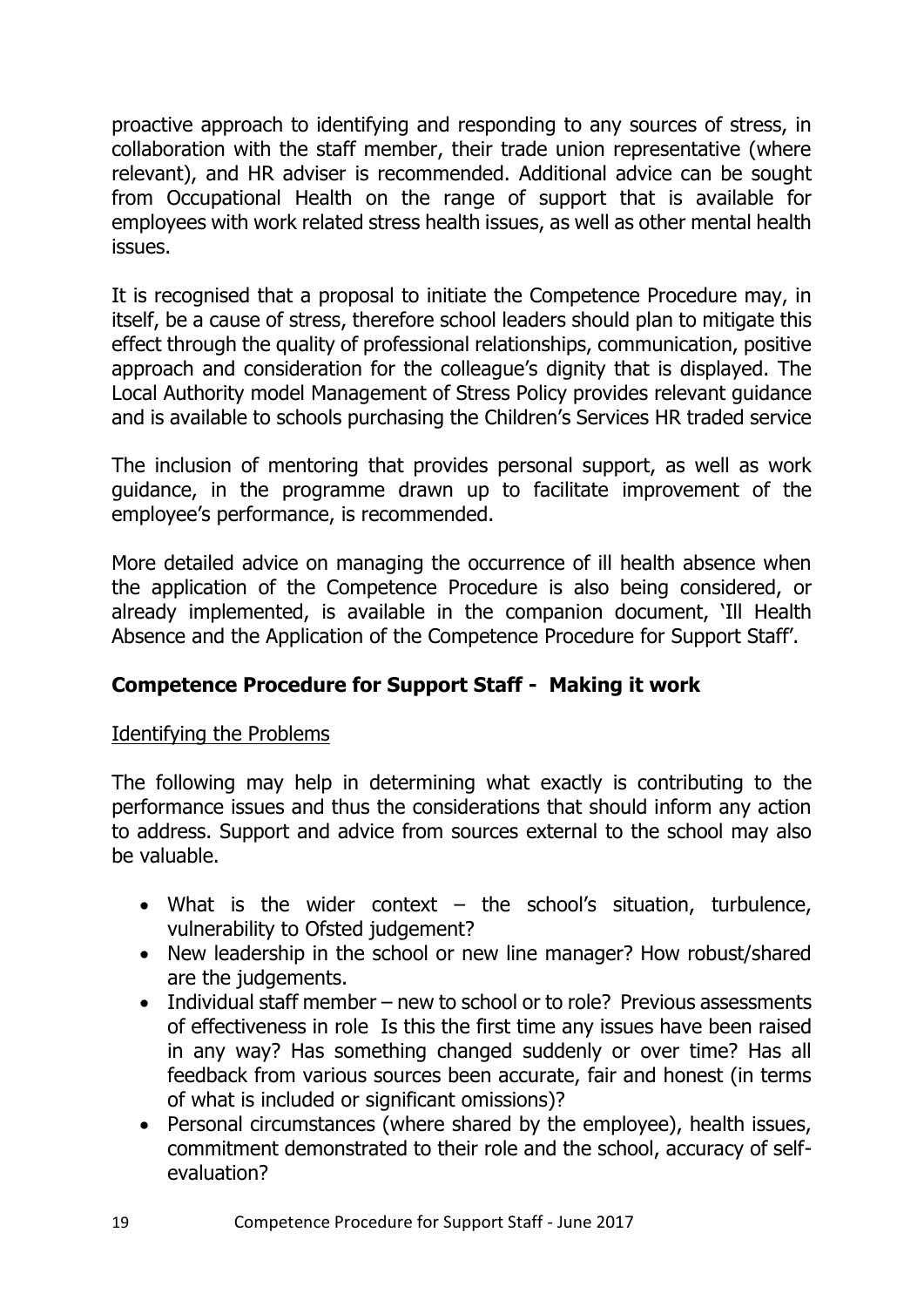proactive approach to identifying and responding to any sources of stress, in collaboration with the staff member, their trade union representative (where relevant), and HR adviser is recommended. Additional advice can be sought from Occupational Health on the range of support that is available for employees with work related stress health issues, as well as other mental health issues.

It is recognised that a proposal to initiate the Competence Procedure may, in itself, be a cause of stress, therefore school leaders should plan to mitigate this effect through the quality of professional relationships, communication, positive approach and consideration for the colleague's dignity that is displayed. The Local Authority model Management of Stress Policy provides relevant guidance and is available to schools purchasing the Children's Services HR traded service

The inclusion of mentoring that provides personal support, as well as work guidance, in the programme drawn up to facilitate improvement of the employee's performance, is recommended.

More detailed advice on managing the occurrence of ill health absence when the application of the Competence Procedure is also being considered, or already implemented, is available in the companion document, 'Ill Health Absence and the Application of the Competence Procedure for Support Staff'.

**Competence Procedure for Support Staff - Making it work**

Identifying the Problems

The following may help in determining what exactly is contributing to the performance issues and thus the considerations that should inform any action to address. Support and advice from sources external to the school may also be valuable.

- What is the wider context – the school's situation, turbulence, vulnerability to Ofsted judgement?
- New leadership in the school or new line manager? How robust/shared are the judgements.
- Individual staff member – new to school or to role? Previous assessments of effectiveness in role Is this the first time any issues have been raised in any way? Has something changed suddenly or over time? Has all feedback from various sources been accurate, fair and honest (in terms of what is included or significant omissions)?
- Personal circumstances (where shared by the employee), health issues, commitment demonstrated to their role and the school, accuracy of self-evaluation?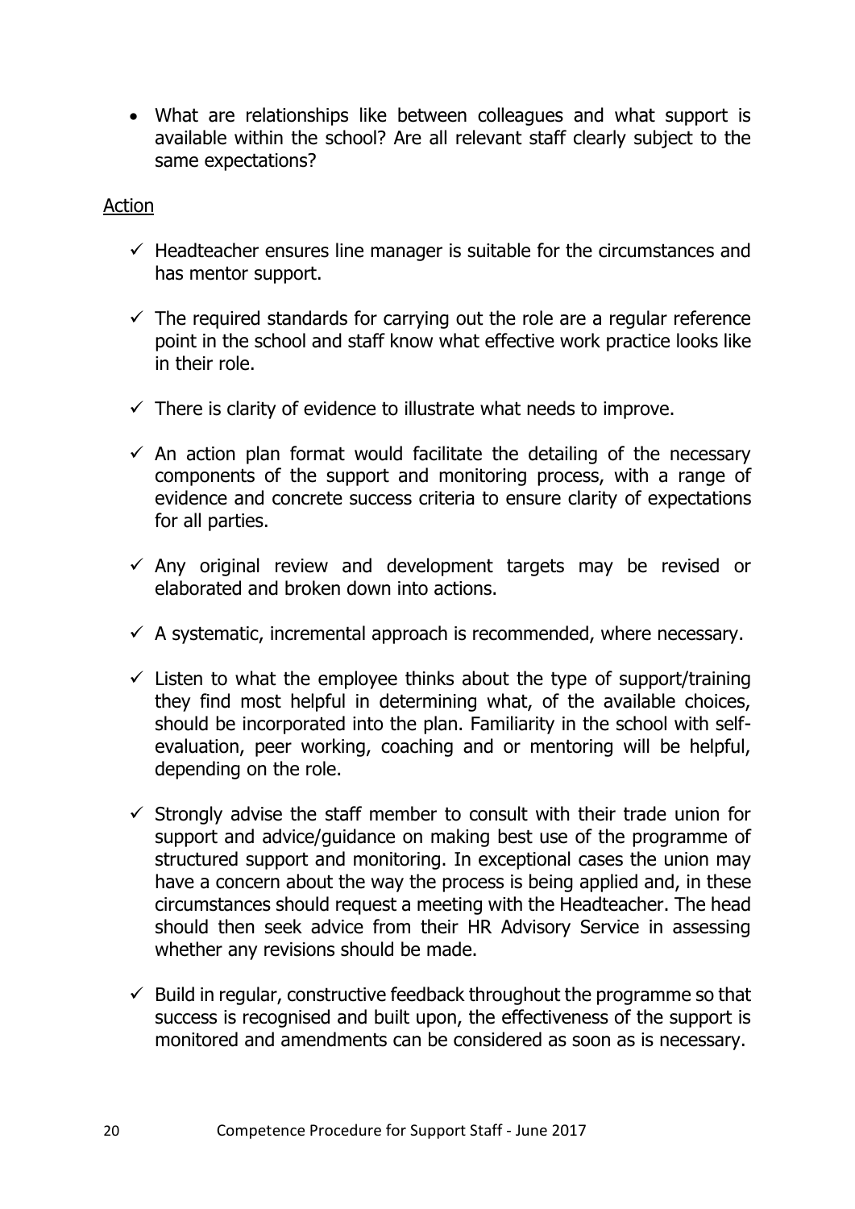- What are relationships like between colleagues and what support is available within the school? Are all relevant staff clearly subject to the same expectations?

<u>Action</u>

- ✓ Headteacher ensures line manager is suitable for the circumstances and has mentor support.
- ✓ The required standards for carrying out the role are a regular reference point in the school and staff know what effective work practice looks like in their role.
- ✓ There is clarity of evidence to illustrate what needs to improve.
- ✓ An action plan format would facilitate the detailing of the necessary components of the support and monitoring process, with a range of evidence and concrete success criteria to ensure clarity of expectations for all parties.
- ✓ Any original review and development targets may be revised or elaborated and broken down into actions.
- ✓ A systematic, incremental approach is recommended, where necessary.
- ✓ Listen to what the employee thinks about the type of support/training they find most helpful in determining what, of the available choices, should be incorporated into the plan. Familiarity in the school with self-evaluation, peer working, coaching and or mentoring will be helpful, depending on the role.
- ✓ Strongly advise the staff member to consult with their trade union for support and advice/guidance on making best use of the programme of structured support and monitoring. In exceptional cases the union may have a concern about the way the process is being applied and, in these circumstances should request a meeting with the Headteacher. The head should then seek advice from their HR Advisory Service in assessing whether any revisions should be made.
- ✓ Build in regular, constructive feedback throughout the programme so that success is recognised and built upon, the effectiveness of the support is monitored and amendments can be considered as soon as is necessary.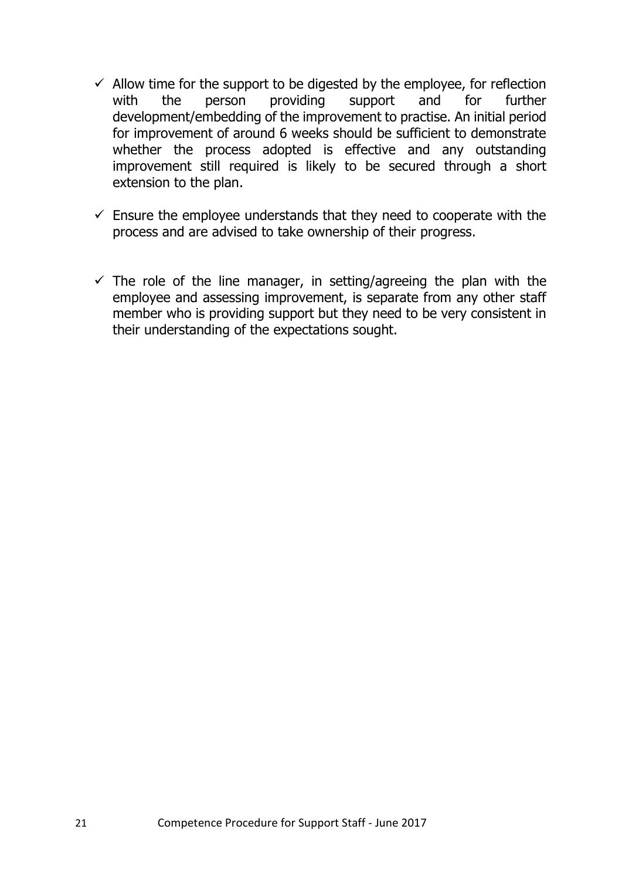- ✓ Allow time for the support to be digested by the employee, for reflection with the person providing support and for further development/embedding of the improvement to practise. An initial period for improvement of around 6 weeks should be sufficient to demonstrate whether the process adopted is effective and any outstanding improvement still required is likely to be secured through a short extension to the plan.

- ✓ Ensure the employee understands that they need to cooperate with the process and are advised to take ownership of their progress.

- ✓ The role of the line manager, in setting/agreeing the plan with the employee and assessing improvement, is separate from any other staff member who is providing support but they need to be very consistent in their understanding of the expectations sought.